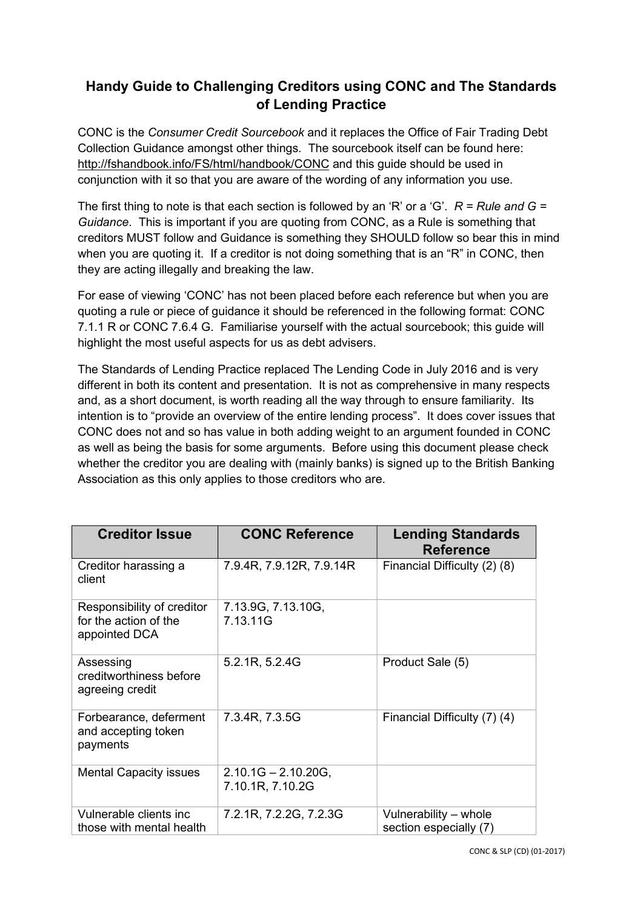# Handy Guide to Challenging Creditors using CONC and The Standards of Lending Practice

CONC is the *Consumer Credit Sourcebook* and it replaces the Office of Fair Trading Debt Collection Guidance amongst other things. The sourcebook itself can be found here: http://fshandbook.info/FS/html/handbook/CONC and this guide should be used in conjunction with it so that you are aware of the wording of any information you use.

The first thing to note is that each section is followed by an 'R' or a 'G'. *R = Rule and G = Guidance*. This is important if you are quoting from CONC, as a Rule is something that creditors MUST follow and Guidance is something they SHOULD follow so bear this in mind when you are quoting it. If a creditor is not doing something that is an "R" in CONC, then they are acting illegally and breaking the law.

For ease of viewing 'CONC' has not been placed before each reference but when you are quoting a rule or piece of guidance it should be referenced in the following format: CONC 7.1.1 R or CONC 7.6.4 G. Familiarise yourself with the actual sourcebook; this guide will highlight the most useful aspects for us as debt advisers.

The Standards of Lending Practice replaced The Lending Code in July 2016 and is very different in both its content and presentation. It is not as comprehensive in many respects and, as a short document, is worth reading all the way through to ensure familiarity. Its intention is to "provide an overview of the entire lending process". It does cover issues that CONC does not and so has value in both adding weight to an argument founded in CONC as well as being the basis for some arguments. Before using this document please check whether the creditor you are dealing with (mainly banks) is signed up to the British Banking Association as this only applies to those creditors who are.

| Creditor Issue | CONC Reference | Lending Standards Reference |
|---|---|---|
| Creditor harassing a client | 7.9.4R, 7.9.12R, 7.9.14R | Financial Difficulty (2) (8) |
| Responsibility of creditor for the action of the appointed DCA | 7.13.9G, 7.13.10G, 7.13.11G | |
| Assessing creditworthiness before agreeing credit | 5.2.1R, 5.2.4G | Product Sale (5) |
| Forbearance, deferment and accepting token payments | 7.3.4R, 7.3.5G | Financial Difficulty (7) (4) |
| Mental Capacity issues | 2.10.1G – 2.10.20G, 7.10.1R, 7.10.2G | |
| Vulnerable clients inc those with mental health | 7.2.1R, 7.2.2G, 7.2.3G | Vulnerability – whole section especially (7) |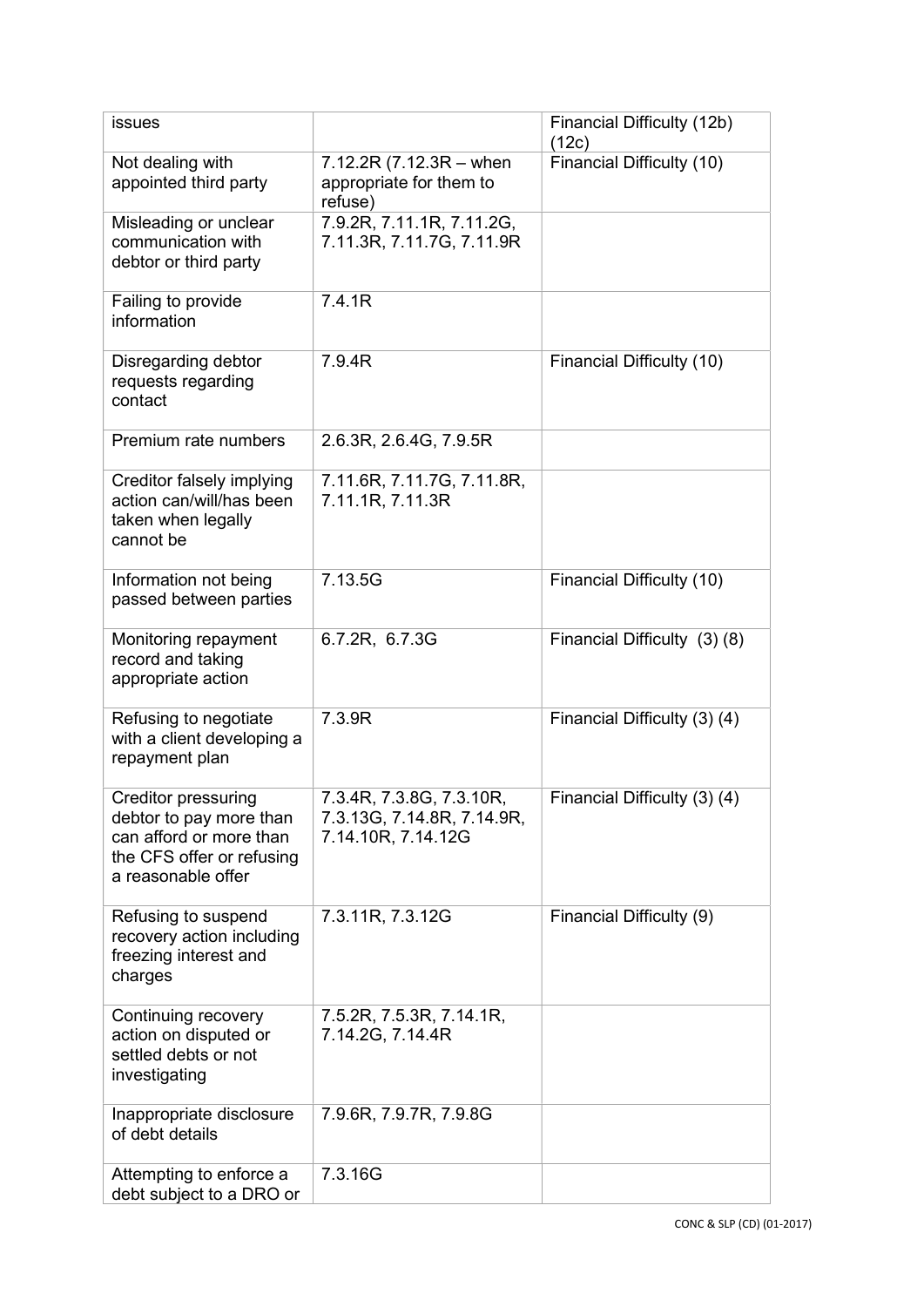| issues | | Financial Difficulty (12b) (12c) |
|---|---|---|
| Not dealing with appointed third party | 7.12.2R (7.12.3R – when appropriate for them to refuse) | Financial Difficulty (10) |
| Misleading or unclear communication with debtor or third party | 7.9.2R, 7.11.1R, 7.11.2G, 7.11.3R, 7.11.7G, 7.11.9R | |
| Failing to provide information | 7.4.1R | |
| Disregarding debtor requests regarding contact | 7.9.4R | Financial Difficulty (10) |
| Premium rate numbers | 2.6.3R, 2.6.4G, 7.9.5R | |
| Creditor falsely implying action can/will/has been taken when legally cannot be | 7.11.6R, 7.11.7G, 7.11.8R, 7.11.1R, 7.11.3R | |
| Information not being passed between parties | 7.13.5G | Financial Difficulty (10) |
| Monitoring repayment record and taking appropriate action | 6.7.2R, 6.7.3G | Financial Difficulty (3) (8) |
| Refusing to negotiate with a client developing a repayment plan | 7.3.9R | Financial Difficulty (3) (4) |
| Creditor pressuring debtor to pay more than can afford or more than the CFS offer or refusing a reasonable offer | 7.3.4R, 7.3.8G, 7.3.10R, 7.3.13G, 7.14.8R, 7.14.9R, 7.14.10R, 7.14.12G | Financial Difficulty (3) (4) |
| Refusing to suspend recovery action including freezing interest and charges | 7.3.11R, 7.3.12G | Financial Difficulty (9) |
| Continuing recovery action on disputed or settled debts or not investigating | 7.5.2R, 7.5.3R, 7.14.1R, 7.14.2G, 7.14.4R | |
| Inappropriate disclosure of debt details | 7.9.6R, 7.9.7R, 7.9.8G | |
| Attempting to enforce a debt subject to a DRO or | 7.3.16G | |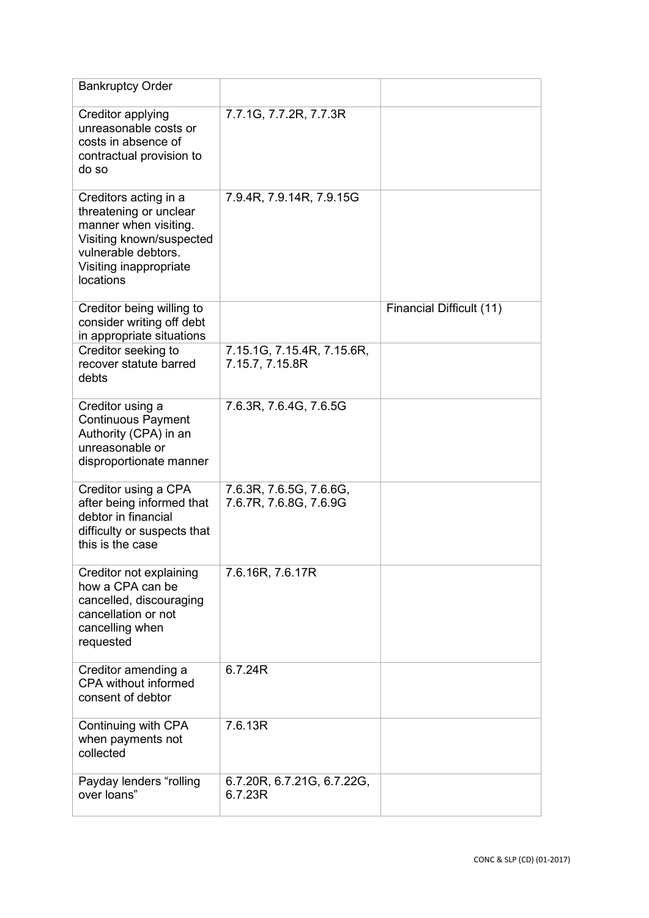| | | |
|---|---|---|
| Bankruptcy Order | | |
| Creditor applying unreasonable costs or costs in absence of contractual provision to do so | 7.7.1G, 7.7.2R, 7.7.3R | |
| Creditors acting in a threatening or unclear manner when visiting. Visiting known/suspected vulnerable debtors. Visiting inappropriate locations | 7.9.4R, 7.9.14R, 7.9.15G | |
| Creditor being willing to consider writing off debt in appropriate situations | | Financial Difficult (11) |
| Creditor seeking to recover statute barred debts | 7.15.1G, 7.15.4R, 7.15.6R, 7.15.7, 7.15.8R | |
| Creditor using a Continuous Payment Authority (CPA) in an unreasonable or disproportionate manner | 7.6.3R, 7.6.4G, 7.6.5G | |
| Creditor using a CPA after being informed that debtor in financial difficulty or suspects that this is the case | 7.6.3R, 7.6.5G, 7.6.6G, 7.6.7R, 7.6.8G, 7.6.9G | |
| Creditor not explaining how a CPA can be cancelled, discouraging cancellation or not cancelling when requested | 7.6.16R, 7.6.17R | |
| Creditor amending a CPA without informed consent of debtor | 6.7.24R | |
| Continuing with CPA when payments not collected | 7.6.13R | |
| Payday lenders "rolling over loans" | 6.7.20R, 6.7.21G, 6.7.22G, 6.7.23R | |